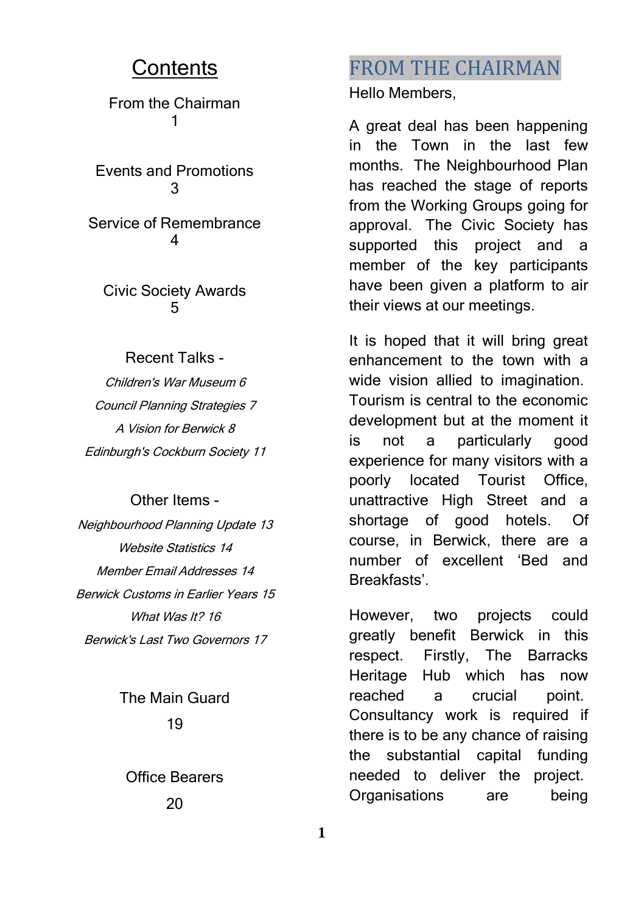# Contents

From the Chairman 1

Events and Promotions 3

Service of Remembrance 4

Civic Society Awards 5

Recent Talks -

*Children's War Museum 6*

*Council Planning Strategies 7*

*A Vision for Berwick 8*

*Edinburgh's Cockburn Society 11*

Other Items -

*Neighbourhood Planning Update 13*

*Website Statistics 14*

*Member Email Addresses 14*

*Berwick Customs in Earlier Years 15*

*What Was It? 16*

*Berwick's Last Two Governors 17*

The Main Guard 19

Office Bearers 20

# FROM THE CHAIRMAN

Hello Members,

A great deal has been happening in the Town in the last few months. The Neighbourhood Plan has reached the stage of reports from the Working Groups going for approval. The Civic Society has supported this project and a member of the key participants have been given a platform to air their views at our meetings.

It is hoped that it will bring great enhancement to the town with a wide vision allied to imagination. Tourism is central to the economic development but at the moment it is not a particularly good experience for many visitors with a poorly located Tourist Office, unattractive High Street and a shortage of good hotels. Of course, in Berwick, there are a number of excellent 'Bed and Breakfasts'.

However, two projects could greatly benefit Berwick in this respect. Firstly, The Barracks Heritage Hub which has now reached a crucial point. Consultancy work is required if there is to be any chance of raising the substantial capital funding needed to deliver the project. Organisations are being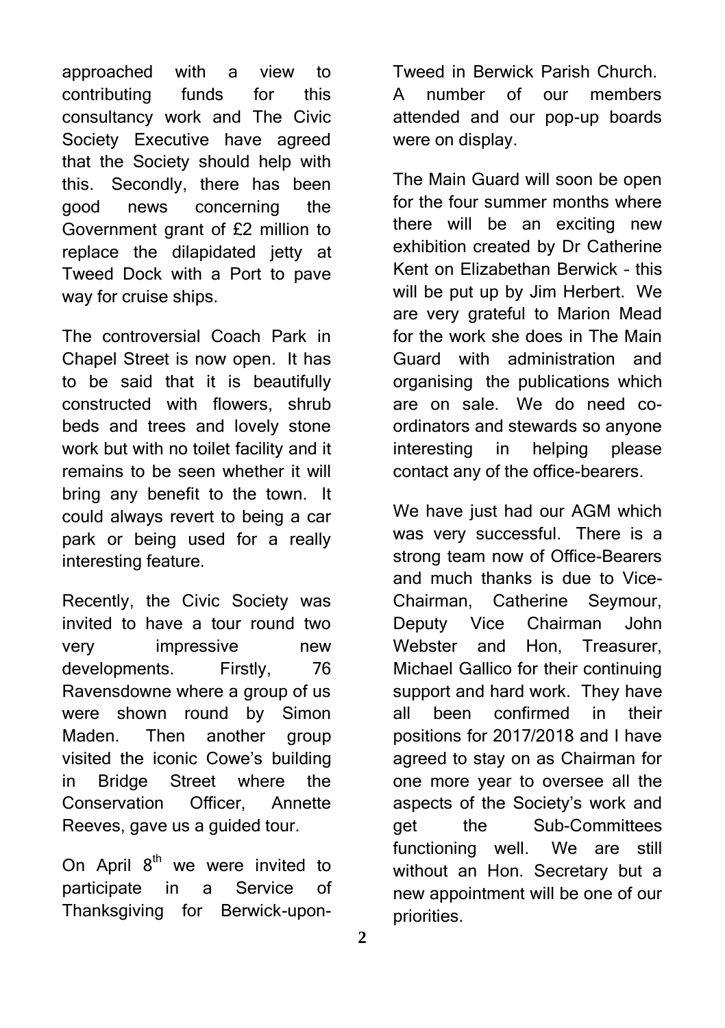approached with a view to contributing funds for this consultancy work and The Civic Society Executive have agreed that the Society should help with this. Secondly, there has been good news concerning the Government grant of £2 million to replace the dilapidated jetty at Tweed Dock with a Port to pave way for cruise ships.

The controversial Coach Park in Chapel Street is now open. It has to be said that it is beautifully constructed with flowers, shrub beds and trees and lovely stone work but with no toilet facility and it remains to be seen whether it will bring any benefit to the town. It could always revert to being a car park or being used for a really interesting feature.

Recently, the Civic Society was invited to have a tour round two very impressive new developments. Firstly, 76 Ravensdowne where a group of us were shown round by Simon Maden. Then another group visited the iconic Cowe's building in Bridge Street where the Conservation Officer, Annette Reeves, gave us a guided tour.

On April 8th we were invited to participate in a Service of Thanksgiving for Berwick-upon-Tweed in Berwick Parish Church. A number of our members attended and our pop-up boards were on display.

The Main Guard will soon be open for the four summer months where there will be an exciting new exhibition created by Dr Catherine Kent on Elizabethan Berwick – this will be put up by Jim Herbert. We are very grateful to Marion Mead for the work she does in The Main Guard with administration and organising the publications which are on sale. We do need co-ordinators and stewards so anyone interesting in helping please contact any of the office-bearers.

We have just had our AGM which was very successful. There is a strong team now of Office-Bearers and much thanks is due to Vice-Chairman, Catherine Seymour, Deputy Vice Chairman John Webster and Hon, Treasurer, Michael Gallico for their continuing support and hard work. They have all been confirmed in their positions for 2017/2018 and I have agreed to stay on as Chairman for one more year to oversee all the aspects of the Society's work and get the Sub-Committees functioning well. We are still without an Hon. Secretary but a new appointment will be one of our priorities.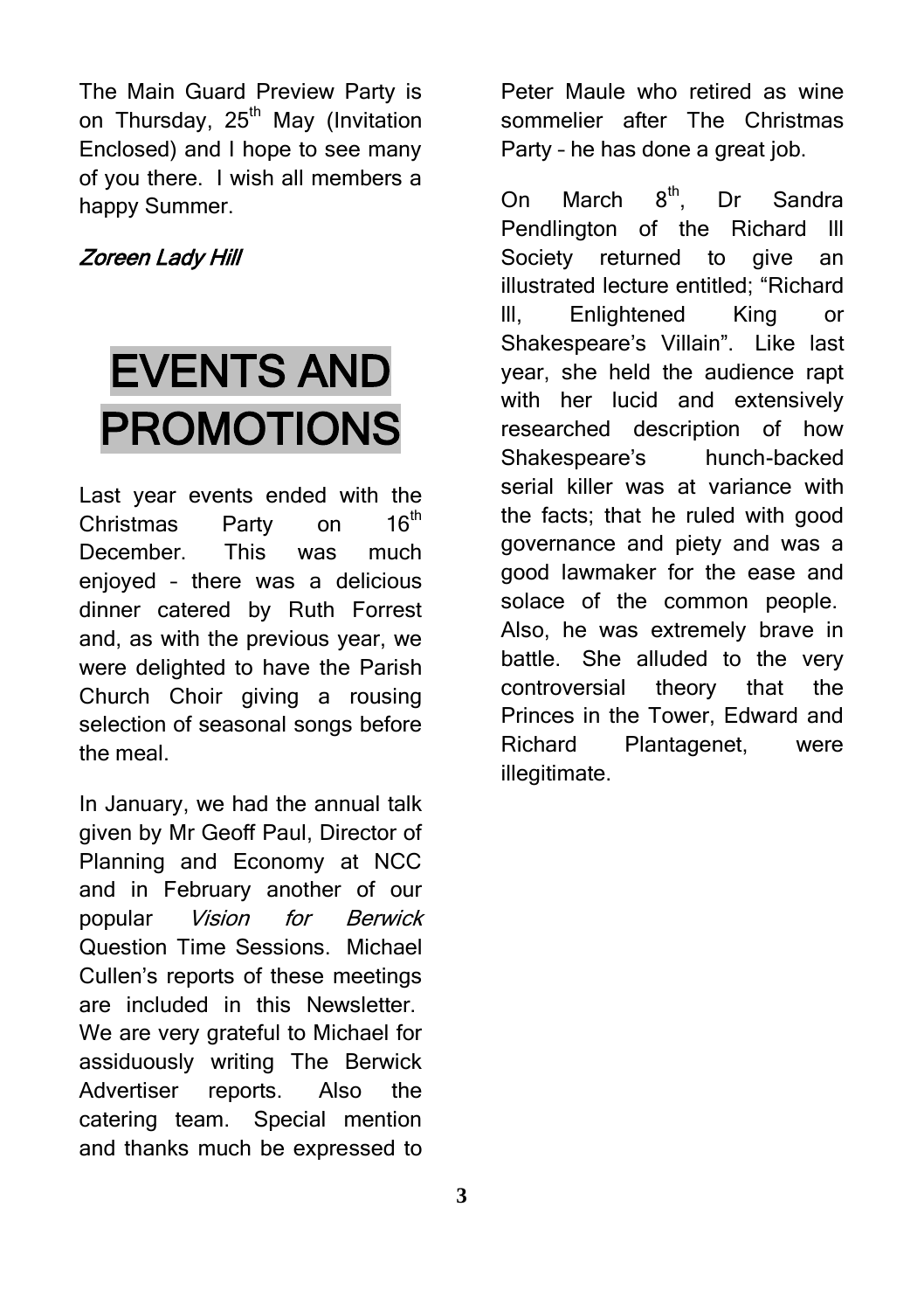The Main Guard Preview Party is on Thursday, 25th May (Invitation Enclosed) and I hope to see many of you there. I wish all members a happy Summer.

*Zoreen Lady Hill*

# EVENTS AND PROMOTIONS

Last year events ended with the Christmas Party on 16th December. This was much enjoyed – there was a delicious dinner catered by Ruth Forrest and, as with the previous year, we were delighted to have the Parish Church Choir giving a rousing selection of seasonal songs before the meal.

In January, we had the annual talk given by Mr Geoff Paul, Director of Planning and Economy at NCC and in February another of our popular *Vision for Berwick* Question Time Sessions. Michael Cullen's reports of these meetings are included in this Newsletter. We are very grateful to Michael for assiduously writing The Berwick Advertiser reports. Also the catering team. Special mention and thanks much be expressed to Peter Maule who retired as wine sommelier after The Christmas Party – he has done a great job.

On March 8th, Dr Sandra Pendlington of the Richard III Society returned to give an illustrated lecture entitled; "Richard III, Enlightened King or Shakespeare's Villain". Like last year, she held the audience rapt with her lucid and extensively researched description of how Shakespeare's hunch-backed serial killer was at variance with the facts; that he ruled with good governance and piety and was a good lawmaker for the ease and solace of the common people. Also, he was extremely brave in battle. She alluded to the very controversial theory that the Princes in the Tower, Edward and Richard Plantagenet, were illegitimate.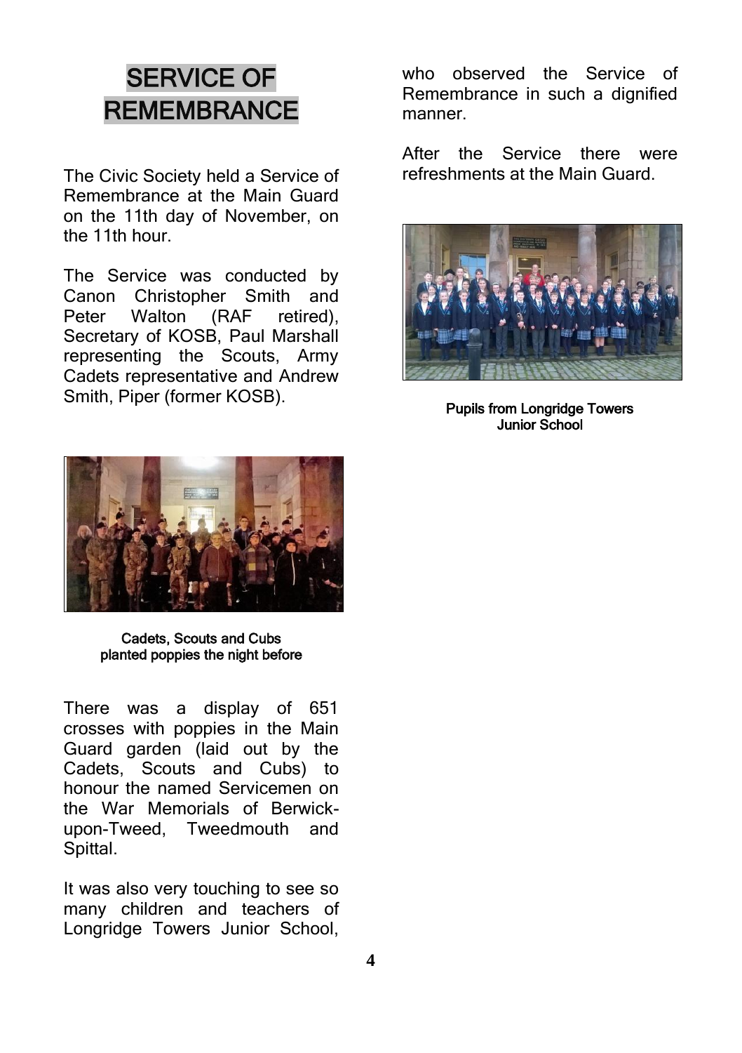# SERVICE OF REMEMBRANCE

The Civic Society held a Service of Remembrance at the Main Guard on the 11th day of November, on the 11th hour.

The Service was conducted by Canon Christopher Smith and Peter Walton (RAF retired), Secretary of KOSB, Paul Marshall representing the Scouts, Army Cadets representative and Andrew Smith, Piper (former KOSB).

Cadets, Scouts and Cubs planted poppies the night before

There was a display of 651 crosses with poppies in the Main Guard garden (laid out by the Cadets, Scouts and Cubs) to honour the named Servicemen on the War Memorials of Berwick-upon-Tweed, Tweedmouth and Spittal.

It was also very touching to see so many children and teachers of Longridge Towers Junior School, who observed the Service of Remembrance in such a dignified manner.

After the Service there were refreshments at the Main Guard.

Pupils from Longridge Towers Junior School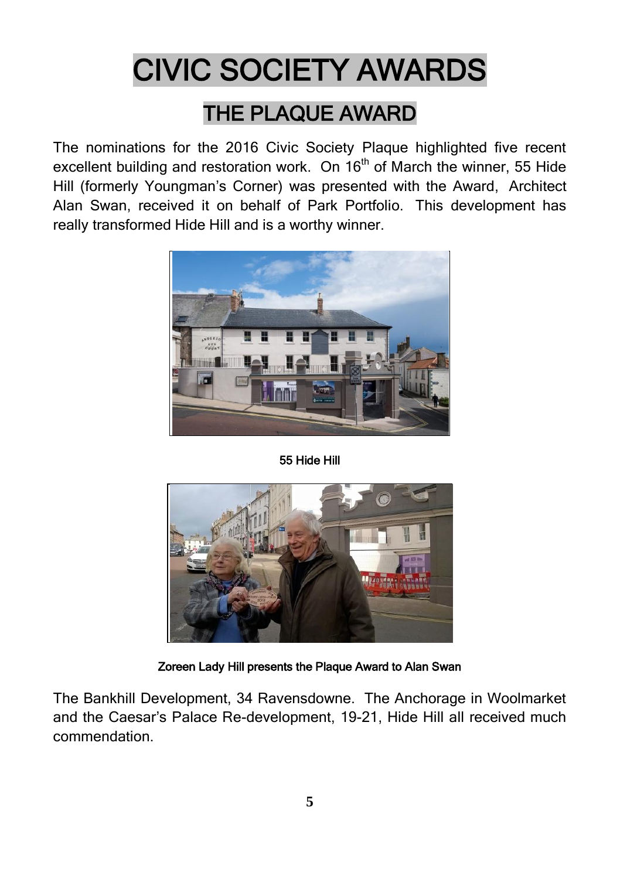# CIVIC SOCIETY AWARDS

## THE PLAQUE AWARD

The nominations for the 2016 Civic Society Plaque highlighted five recent excellent building and restoration work. On 16th of March the winner, 55 Hide Hill (formerly Youngman's Corner) was presented with the Award, Architect Alan Swan, received it on behalf of Park Portfolio. This development has really transformed Hide Hill and is a worthy winner.

55 Hide Hill

Zoreen Lady Hill presents the Plaque Award to Alan Swan

The Bankhill Development, 34 Ravensdowne. The Anchorage in Woolmarket and the Caesar's Palace Re-development, 19-21, Hide Hill all received much commendation.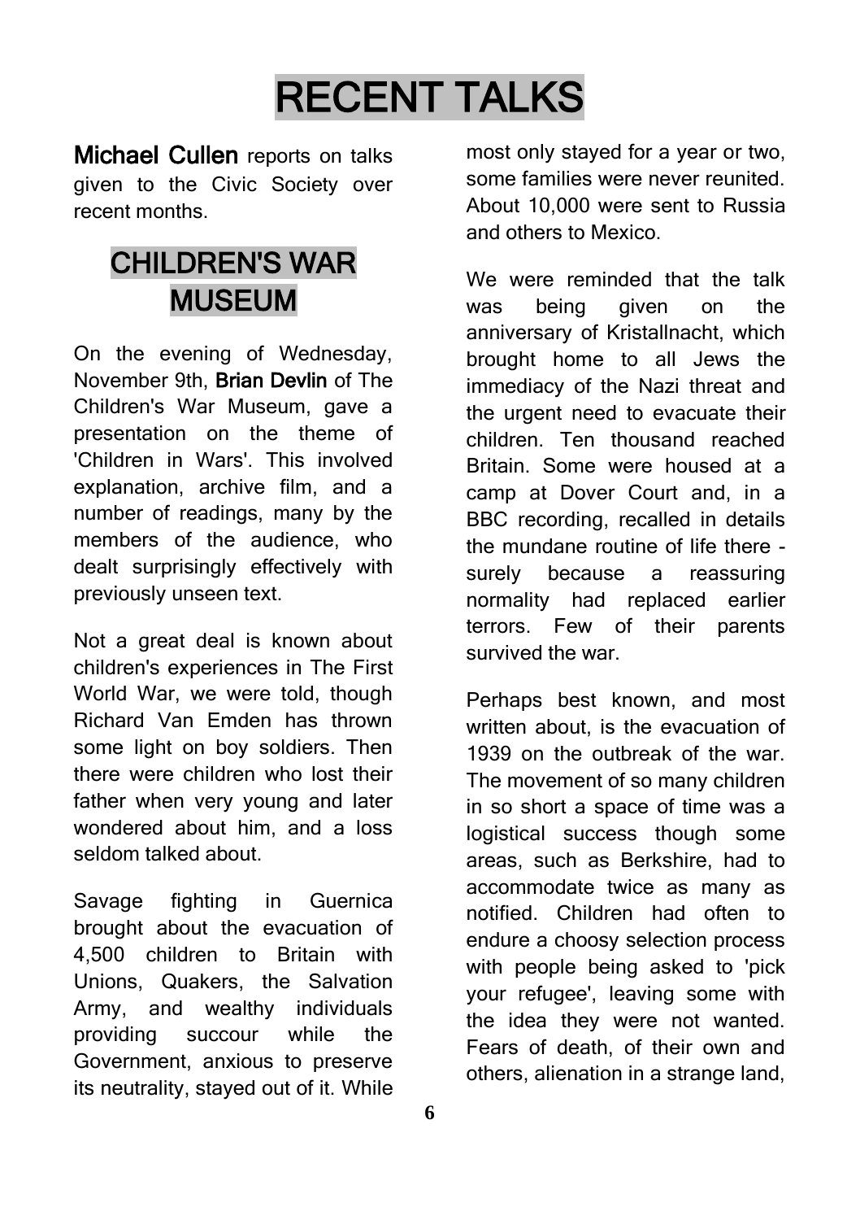# RECENT TALKS

**Michael Cullen** reports on talks given to the Civic Society over recent months.

## CHILDREN'S WAR MUSEUM

On the evening of Wednesday, November 9th, **Brian Devlin** of The Children's War Museum, gave a presentation on the theme of 'Children in Wars'. This involved explanation, archive film, and a number of readings, many by the members of the audience, who dealt surprisingly effectively with previously unseen text.

Not a great deal is known about children's experiences in The First World War, we were told, though Richard Van Emden has thrown some light on boy soldiers. Then there were children who lost their father when very young and later wondered about him, and a loss seldom talked about.

Savage fighting in Guernica brought about the evacuation of 4,500 children to Britain with Unions, Quakers, the Salvation Army, and wealthy individuals providing succour while the Government, anxious to preserve its neutrality, stayed out of it. While most only stayed for a year or two, some families were never reunited. About 10,000 were sent to Russia and others to Mexico.

We were reminded that the talk was being given on the anniversary of Kristallnacht, which brought home to all Jews the immediacy of the Nazi threat and the urgent need to evacuate their children. Ten thousand reached Britain. Some were housed at a camp at Dover Court and, in a BBC recording, recalled in details the mundane routine of life there - surely because a reassuring normality had replaced earlier terrors. Few of their parents survived the war.

Perhaps best known, and most written about, is the evacuation of 1939 on the outbreak of the war. The movement of so many children in so short a space of time was a logistical success though some areas, such as Berkshire, had to accommodate twice as many as notified. Children had often to endure a choosy selection process with people being asked to 'pick your refugee', leaving some with the idea they were not wanted. Fears of death, of their own and others, alienation in a strange land,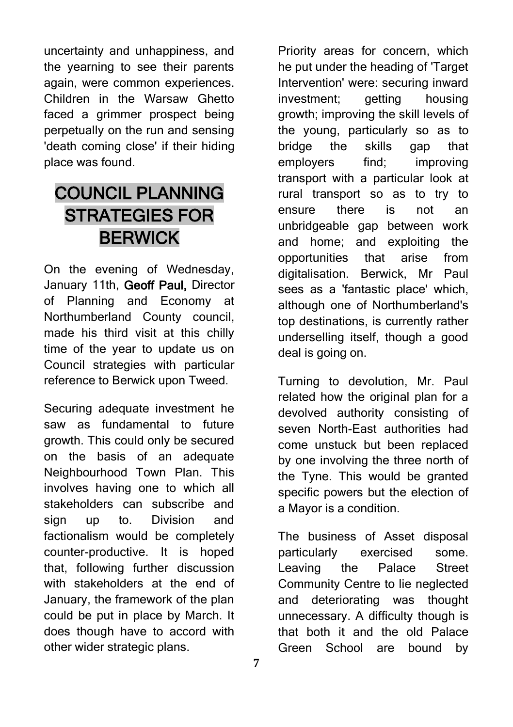uncertainty and unhappiness, and the yearning to see their parents again, were common experiences. Children in the Warsaw Ghetto faced a grimmer prospect being perpetually on the run and sensing 'death coming close' if their hiding place was found.

## COUNCIL PLANNING STRATEGIES FOR BERWICK

On the evening of Wednesday, January 11th, **Geoff Paul,** Director of Planning and Economy at Northumberland County council, made his third visit at this chilly time of the year to update us on Council strategies with particular reference to Berwick upon Tweed.

Securing adequate investment he saw as fundamental to future growth. This could only be secured on the basis of an adequate Neighbourhood Town Plan. This involves having one to which all stakeholders can subscribe and sign up to. Division and factionalism would be completely counter-productive. It is hoped that, following further discussion with stakeholders at the end of January, the framework of the plan could be put in place by March. It does though have to accord with other wider strategic plans.

Priority areas for concern, which he put under the heading of 'Target Intervention' were: securing inward investment; getting housing growth; improving the skill levels of the young, particularly so as to bridge the skills gap that employers find; improving transport with a particular look at rural transport so as to try to ensure there is not an unbridgeable gap between work and home; and exploiting the opportunities that arise from digitalisation. Berwick, Mr Paul sees as a 'fantastic place' which, although one of Northumberland's top destinations, is currently rather underselling itself, though a good deal is going on.

Turning to devolution, Mr. Paul related how the original plan for a devolved authority consisting of seven North-East authorities had come unstuck but been replaced by one involving the three north of the Tyne. This would be granted specific powers but the election of a Mayor is a condition.

The business of Asset disposal particularly exercised some. Leaving the Palace Street Community Centre to lie neglected and deteriorating was thought unnecessary. A difficulty though is that both it and the old Palace Green School are bound by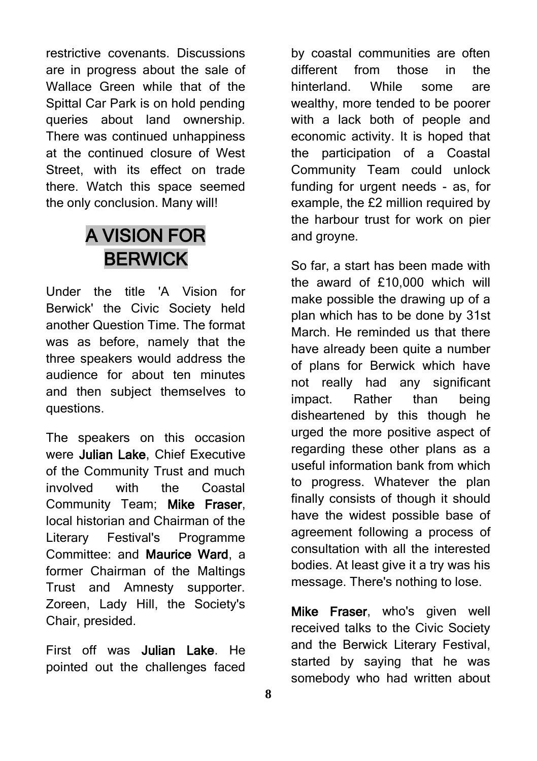restrictive covenants. Discussions are in progress about the sale of Wallace Green while that of the Spittal Car Park is on hold pending queries about land ownership. There was continued unhappiness at the continued closure of West Street, with its effect on trade there. Watch this space seemed the only conclusion. Many will!

## A VISION FOR BERWICK

Under the title 'A Vision for Berwick' the Civic Society held another Question Time. The format was as before, namely that the three speakers would address the audience for about ten minutes and then subject themselves to questions.

The speakers on this occasion were **Julian Lake**, Chief Executive of the Community Trust and much involved with the Coastal Community Team; **Mike Fraser**, local historian and Chairman of the Literary Festival's Programme Committee: and **Maurice Ward**, a former Chairman of the Maltings Trust and Amnesty supporter. Zoreen, Lady Hill, the Society's Chair, presided.

First off was **Julian Lake**. He pointed out the challenges faced by coastal communities are often different from those in the hinterland. While some are wealthy, more tended to be poorer with a lack both of people and economic activity. It is hoped that the participation of a Coastal Community Team could unlock funding for urgent needs - as, for example, the £2 million required by the harbour trust for work on pier and groyne.

So far, a start has been made with the award of £10,000 which will make possible the drawing up of a plan which has to be done by 31st March. He reminded us that there have already been quite a number of plans for Berwick which have not really had any significant impact. Rather than being disheartened by this though he urged the more positive aspect of regarding these other plans as a useful information bank from which to progress. Whatever the plan finally consists of though it should have the widest possible base of agreement following a process of consultation with all the interested bodies. At least give it a try was his message. There's nothing to lose.

**Mike Fraser**, who's given well received talks to the Civic Society and the Berwick Literary Festival, started by saying that he was somebody who had written about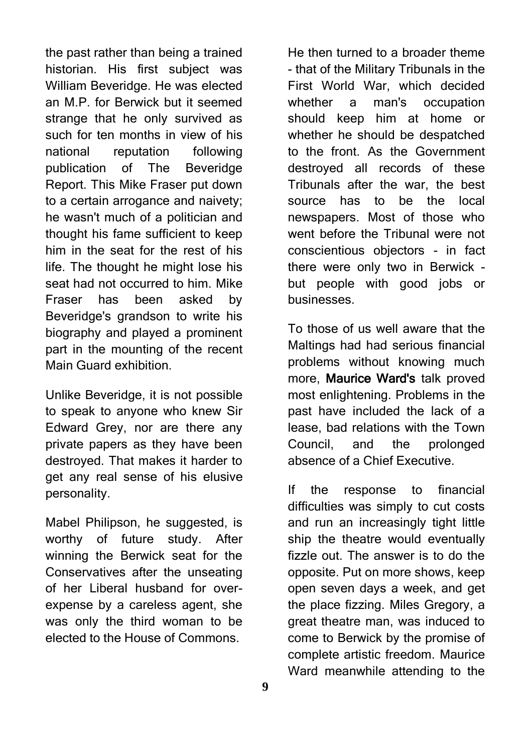the past rather than being a trained historian. His first subject was William Beveridge. He was elected an M.P. for Berwick but it seemed strange that he only survived as such for ten months in view of his national reputation following publication of The Beveridge Report. This Mike Fraser put down to a certain arrogance and naivety; he wasn't much of a politician and thought his fame sufficient to keep him in the seat for the rest of his life. The thought he might lose his seat had not occurred to him. Mike Fraser has been asked by Beveridge's grandson to write his biography and played a prominent part in the mounting of the recent Main Guard exhibition.

Unlike Beveridge, it is not possible to speak to anyone who knew Sir Edward Grey, nor are there any private papers as they have been destroyed. That makes it harder to get any real sense of his elusive personality.

Mabel Philipson, he suggested, is worthy of future study. After winning the Berwick seat for the Conservatives after the unseating of her Liberal husband for over-expense by a careless agent, she was only the third woman to be elected to the House of Commons.

He then turned to a broader theme - that of the Military Tribunals in the First World War, which decided whether a man's occupation should keep him at home or whether he should be despatched to the front. As the Government destroyed all records of these Tribunals after the war, the best source has to be the local newspapers. Most of those who went before the Tribunal were not conscientious objectors - in fact there were only two in Berwick - but people with good jobs or businesses.

To those of us well aware that the Maltings had had serious financial problems without knowing much more, **Maurice Ward's** talk proved most enlightening. Problems in the past have included the lack of a lease, bad relations with the Town Council, and the prolonged absence of a Chief Executive.

If the response to financial difficulties was simply to cut costs and run an increasingly tight little ship the theatre would eventually fizzle out. The answer is to do the opposite. Put on more shows, keep open seven days a week, and get the place fizzing. Miles Gregory, a great theatre man, was induced to come to Berwick by the promise of complete artistic freedom. Maurice Ward meanwhile attending to the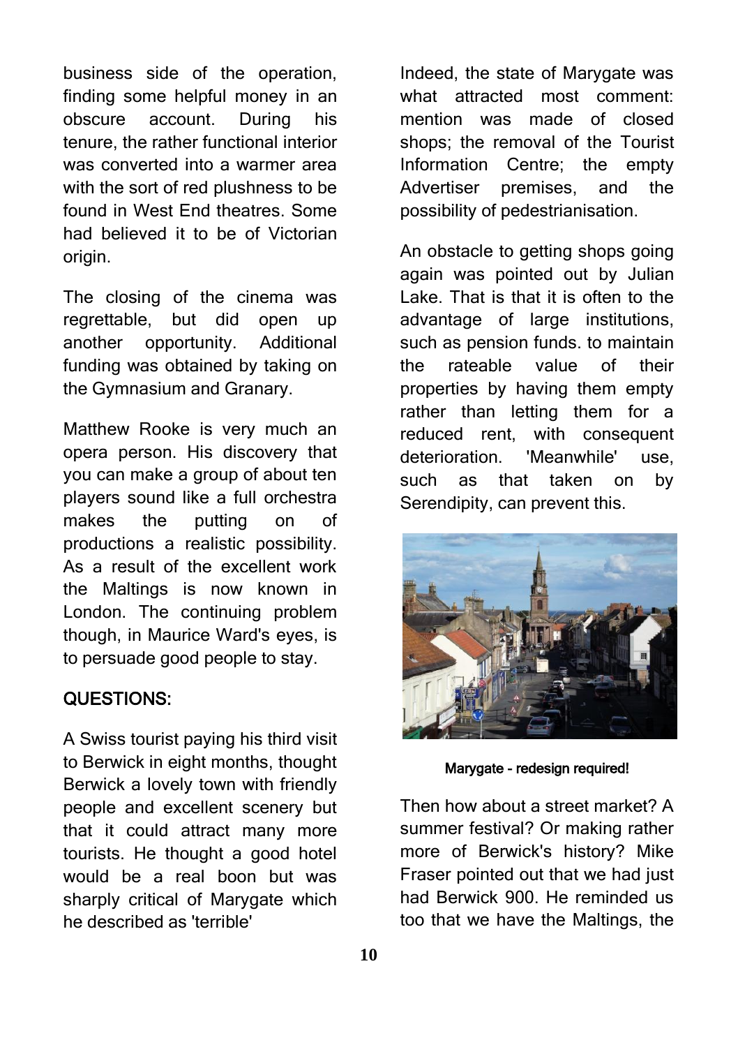business side of the operation, finding some helpful money in an obscure account. During his tenure, the rather functional interior was converted into a warmer area with the sort of red plushness to be found in West End theatres. Some had believed it to be of Victorian origin.

The closing of the cinema was regrettable, but did open up another opportunity. Additional funding was obtained by taking on the Gymnasium and Granary.

Matthew Rooke is very much an opera person. His discovery that you can make a group of about ten players sound like a full orchestra makes the putting on of productions a realistic possibility. As a result of the excellent work the Maltings is now known in London. The continuing problem though, in Maurice Ward's eyes, is to persuade good people to stay.

## QUESTIONS:

A Swiss tourist paying his third visit to Berwick in eight months, thought Berwick a lovely town with friendly people and excellent scenery but that it could attract many more tourists. He thought a good hotel would be a real boon but was sharply critical of Marygate which he described as 'terrible'

Indeed, the state of Marygate was what attracted most comment: mention was made of closed shops; the removal of the Tourist Information Centre; the empty Advertiser premises, and the possibility of pedestrianisation.

An obstacle to getting shops going again was pointed out by Julian Lake. That is that it is often to the advantage of large institutions, such as pension funds. to maintain the rateable value of their properties by having them empty rather than letting them for a reduced rent, with consequent deterioration. 'Meanwhile' use, such as that taken on by Serendipity, can prevent this.

**Marygate - redesign required!**

Then how about a street market? A summer festival? Or making rather more of Berwick's history? Mike Fraser pointed out that we had just had Berwick 900. He reminded us too that we have the Maltings, the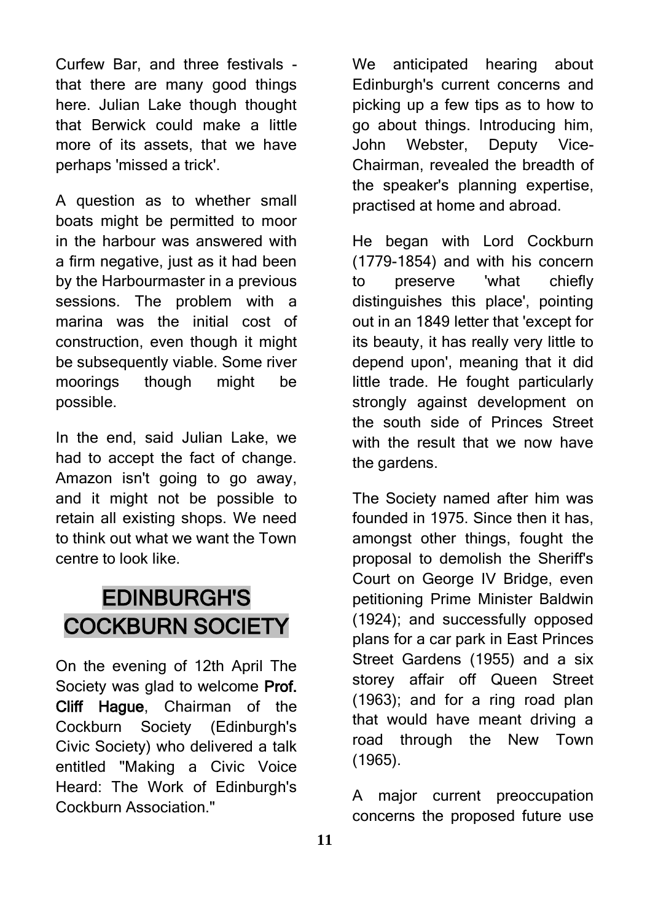Curfew Bar, and three festivals - that there are many good things here. Julian Lake though thought that Berwick could make a little more of its assets, that we have perhaps 'missed a trick'.

A question as to whether small boats might be permitted to moor in the harbour was answered with a firm negative, just as it had been by the Harbourmaster in a previous sessions. The problem with a marina was the initial cost of construction, even though it might be subsequently viable. Some river moorings though might be possible.

In the end, said Julian Lake, we had to accept the fact of change. Amazon isn't going to go away, and it might not be possible to retain all existing shops. We need to think out what we want the Town centre to look like.

## EDINBURGH'S COCKBURN SOCIETY

On the evening of 12th April The Society was glad to welcome **Prof. Cliff Hague**, Chairman of the Cockburn Society (Edinburgh's Civic Society) who delivered a talk entitled "Making a Civic Voice Heard: The Work of Edinburgh's Cockburn Association."

We anticipated hearing about Edinburgh's current concerns and picking up a few tips as to how to go about things. Introducing him, John Webster, Deputy Vice-Chairman, revealed the breadth of the speaker's planning expertise, practised at home and abroad.

He began with Lord Cockburn (1779-1854) and with his concern to preserve 'what chiefly distinguishes this place', pointing out in an 1849 letter that 'except for its beauty, it has really very little to depend upon', meaning that it did little trade. He fought particularly strongly against development on the south side of Princes Street with the result that we now have the gardens.

The Society named after him was founded in 1975. Since then it has, amongst other things, fought the proposal to demolish the Sheriff's Court on George IV Bridge, even petitioning Prime Minister Baldwin (1924); and successfully opposed plans for a car park in East Princes Street Gardens (1955) and a six storey affair off Queen Street (1963); and for a ring road plan that would have meant driving a road through the New Town (1965).

A major current preoccupation concerns the proposed future use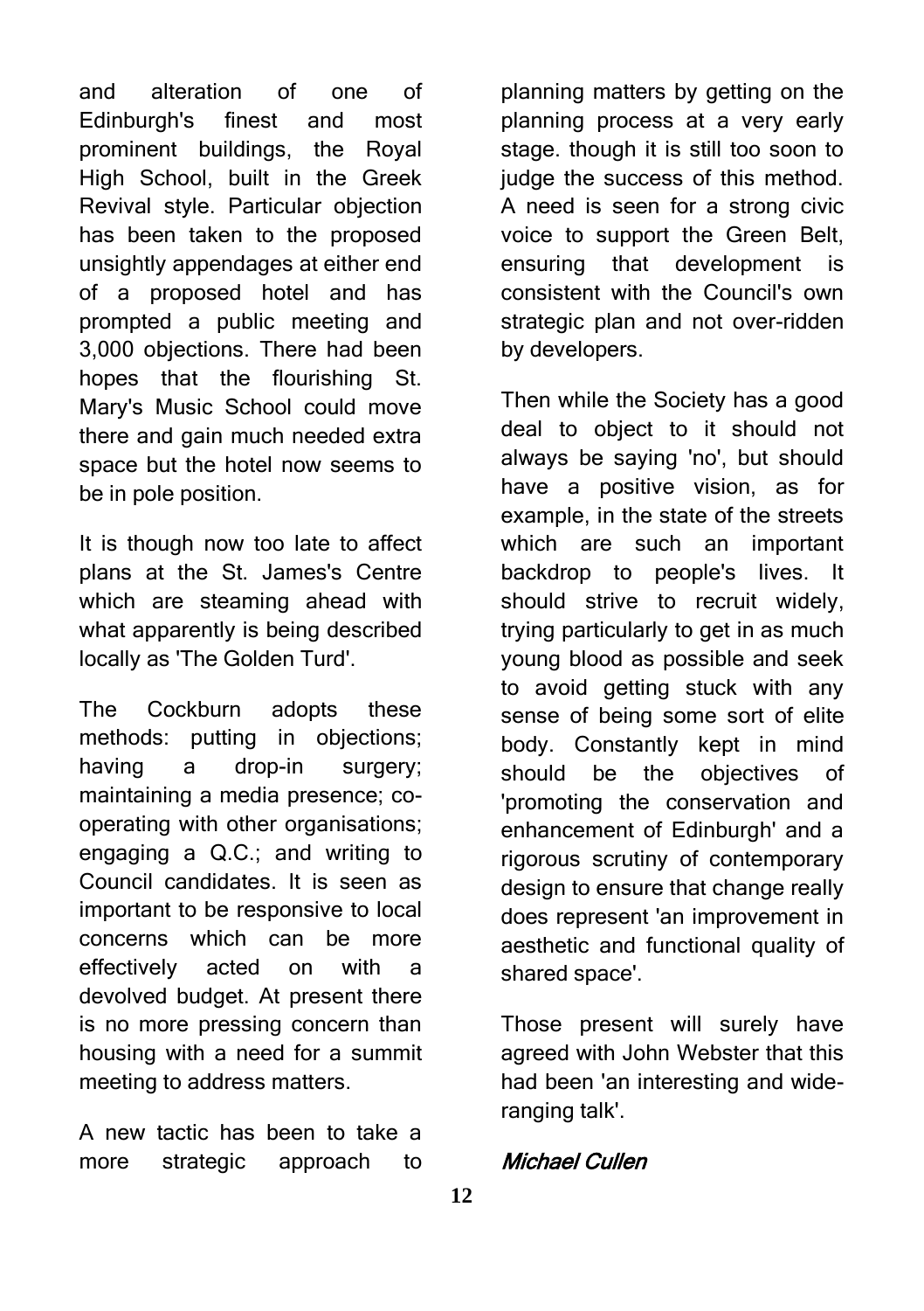and alteration of one of Edinburgh's finest and most prominent buildings, the Royal High School, built in the Greek Revival style. Particular objection has been taken to the proposed unsightly appendages at either end of a proposed hotel and has prompted a public meeting and 3,000 objections. There had been hopes that the flourishing St. Mary's Music School could move there and gain much needed extra space but the hotel now seems to be in pole position.

It is though now too late to affect plans at the St. James's Centre which are steaming ahead with what apparently is being described locally as 'The Golden Turd'.

The Cockburn adopts these methods: putting in objections; having a drop-in surgery; maintaining a media presence; co-operating with other organisations; engaging a Q.C.; and writing to Council candidates. It is seen as important to be responsive to local concerns which can be more effectively acted on with a devolved budget. At present there is no more pressing concern than housing with a need for a summit meeting to address matters.

A new tactic has been to take a more strategic approach to planning matters by getting on the planning process at a very early stage. though it is still too soon to judge the success of this method. A need is seen for a strong civic voice to support the Green Belt, ensuring that development is consistent with the Council's own strategic plan and not over-ridden by developers.

Then while the Society has a good deal to object to it should not always be saying 'no', but should have a positive vision, as for example, in the state of the streets which are such an important backdrop to people's lives. It should strive to recruit widely, trying particularly to get in as much young blood as possible and seek to avoid getting stuck with any sense of being some sort of elite body. Constantly kept in mind should be the objectives of 'promoting the conservation and enhancement of Edinburgh' and a rigorous scrutiny of contemporary design to ensure that change really does represent 'an improvement in aesthetic and functional quality of shared space'.

Those present will surely have agreed with John Webster that this had been 'an interesting and wide-ranging talk'.

*Michael Cullen*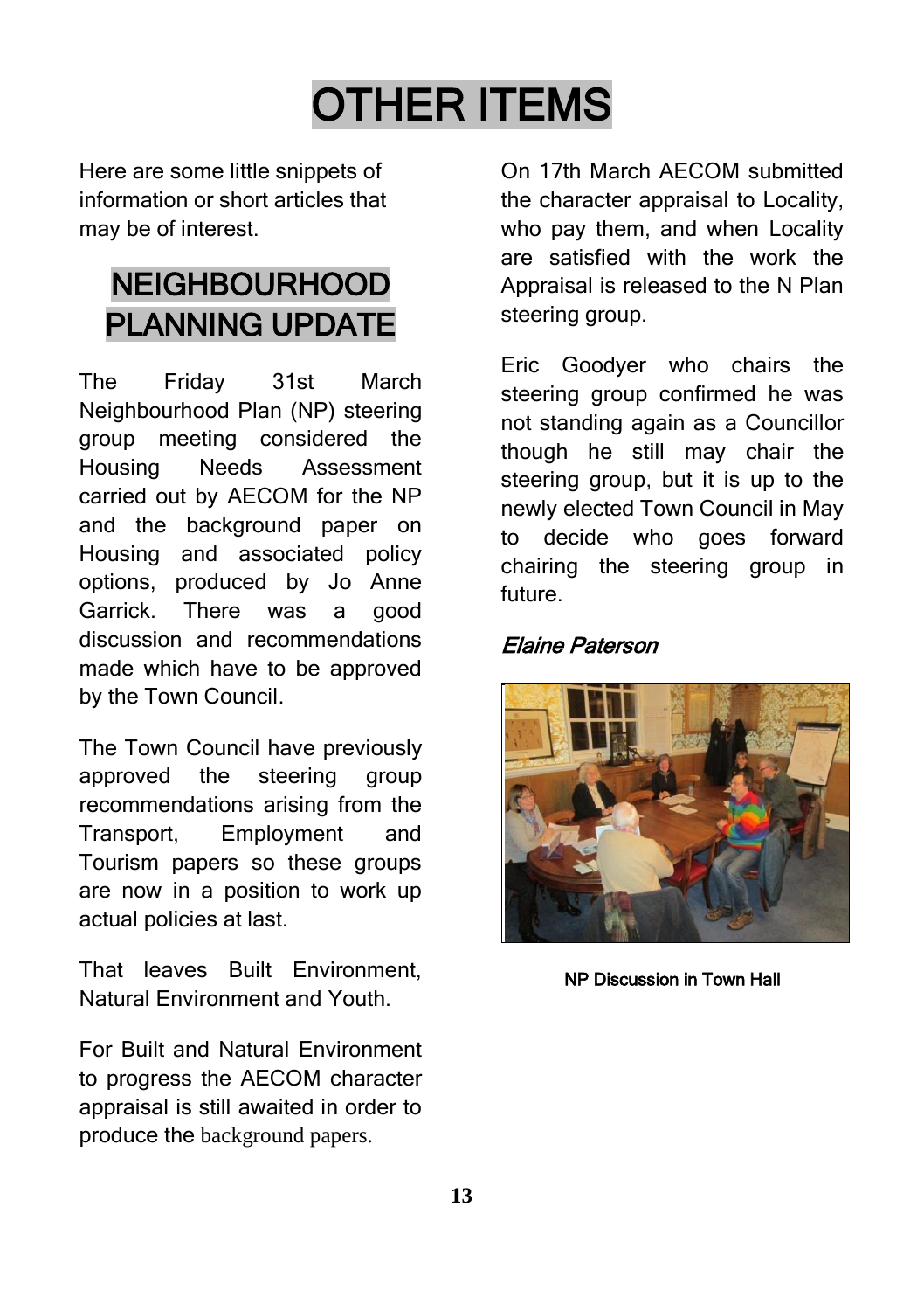# OTHER ITEMS

Here are some little snippets of information or short articles that may be of interest.

## NEIGHBOURHOOD PLANNING UPDATE

The Friday 31st March Neighbourhood Plan (NP) steering group meeting considered the Housing Needs Assessment carried out by AECOM for the NP and the background paper on Housing and associated policy options, produced by Jo Anne Garrick. There was a good discussion and recommendations made which have to be approved by the Town Council.

The Town Council have previously approved the steering group recommendations arising from the Transport, Employment and Tourism papers so these groups are now in a position to work up actual policies at last.

That leaves Built Environment, Natural Environment and Youth.

For Built and Natural Environment to progress the AECOM character appraisal is still awaited in order to produce the background papers.

On 17th March AECOM submitted the character appraisal to Locality, who pay them, and when Locality are satisfied with the work the Appraisal is released to the N Plan steering group.

Eric Goodyer who chairs the steering group confirmed he was not standing again as a Councillor though he still may chair the steering group, but it is up to the newly elected Town Council in May to decide who goes forward chairing the steering group in future.

*Elaine Paterson*

NP Discussion in Town Hall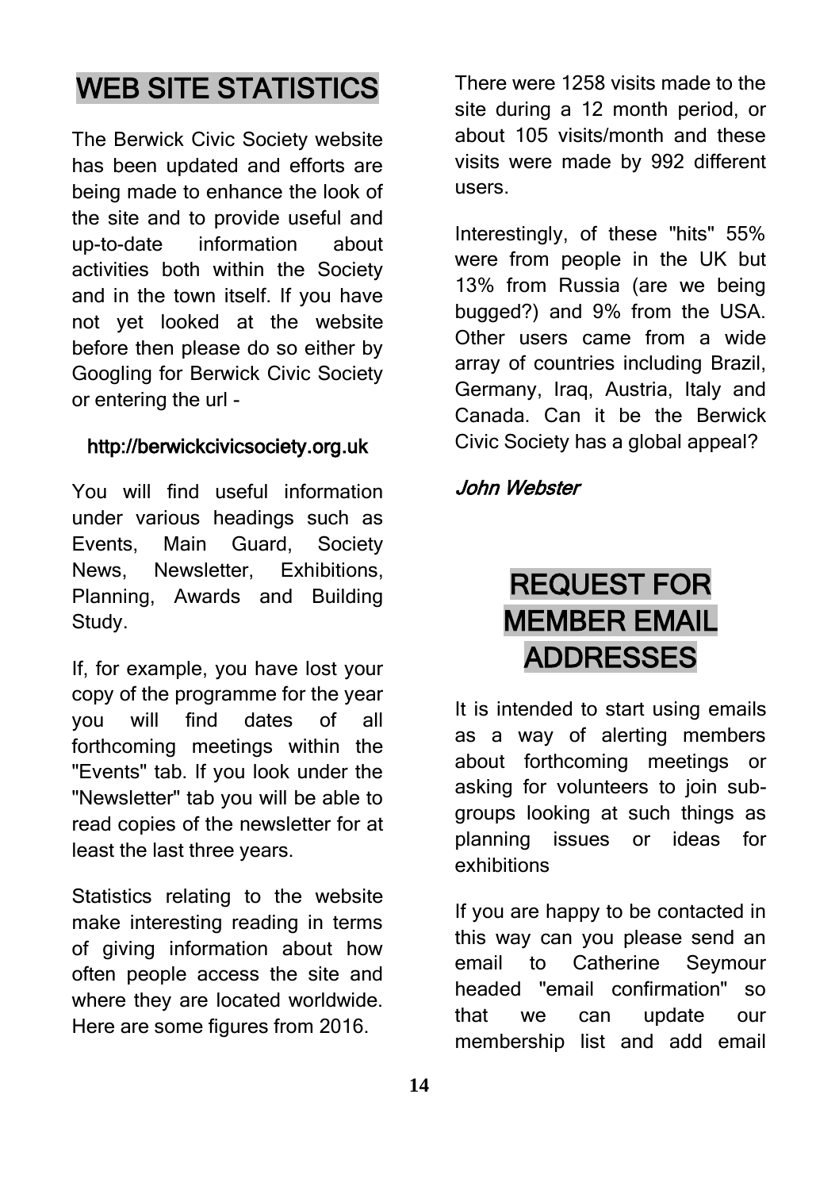## WEB SITE STATISTICS

The Berwick Civic Society website has been updated and efforts are being made to enhance the look of the site and to provide useful and up-to-date information about activities both within the Society and in the town itself. If you have not yet looked at the website before then please do so either by Googling for Berwick Civic Society or entering the url -

**http://berwickcivicsociety.org.uk**

You will find useful information under various headings such as Events, Main Guard, Society News, Newsletter, Exhibitions, Planning, Awards and Building Study.

If, for example, you have lost your copy of the programme for the year you will find dates of all forthcoming meetings within the "Events" tab. If you look under the "Newsletter" tab you will be able to read copies of the newsletter for at least the last three years.

Statistics relating to the website make interesting reading in terms of giving information about how often people access the site and where they are located worldwide. Here are some figures from 2016.

There were 1258 visits made to the site during a 12 month period, or about 105 visits/month and these visits were made by 992 different users.

Interestingly, of these "hits" 55% were from people in the UK but 13% from Russia (are we being bugged?) and 9% from the USA. Other users came from a wide array of countries including Brazil, Germany, Iraq, Austria, Italy and Canada. Can it be the Berwick Civic Society has a global appeal?

***John Webster***

## REQUEST FOR MEMBER EMAIL ADDRESSES

It is intended to start using emails as a way of alerting members about forthcoming meetings or asking for volunteers to join sub-groups looking at such things as planning issues or ideas for exhibitions

If you are happy to be contacted in this way can you please send an email to Catherine Seymour headed "email confirmation" so that we can update our membership list and add email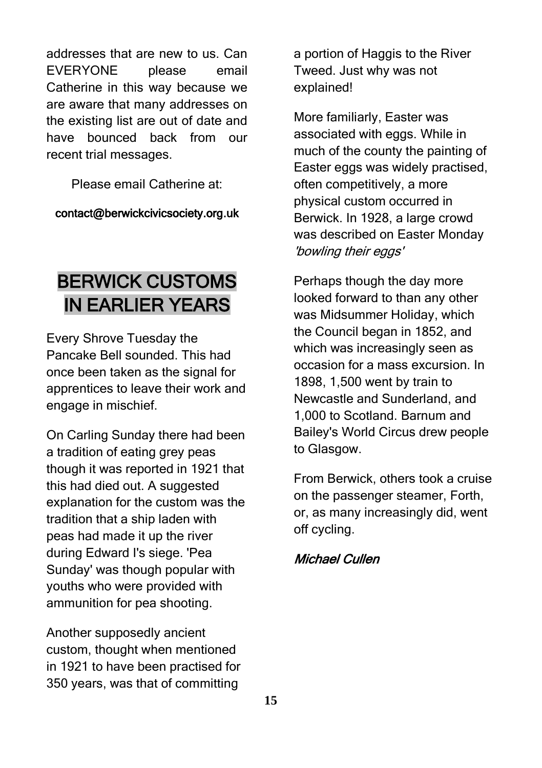addresses that are new to us. Can EVERYONE please email Catherine in this way because we are aware that many addresses on the existing list are out of date and have bounced back from our recent trial messages.

Please email Catherine at:

**contact@berwickcivicsociety.org.uk**

# BERWICK CUSTOMS IN EARLIER YEARS

Every Shrove Tuesday the Pancake Bell sounded. This had once been taken as the signal for apprentices to leave their work and engage in mischief.

On Carling Sunday there had been a tradition of eating grey peas though it was reported in 1921 that this had died out. A suggested explanation for the custom was the tradition that a ship laden with peas had made it up the river during Edward I's siege. 'Pea Sunday' was though popular with youths who were provided with ammunition for pea shooting.

Another supposedly ancient custom, thought when mentioned in 1921 to have been practised for 350 years, was that of committing a portion of Haggis to the River Tweed. Just why was not explained!

More familiarly, Easter was associated with eggs. While in much of the county the painting of Easter eggs was widely practised, often competitively, a more physical custom occurred in Berwick. In 1928, a large crowd was described on Easter Monday *'bowling their eggs'*

Perhaps though the day more looked forward to than any other was Midsummer Holiday, which the Council began in 1852, and which was increasingly seen as occasion for a mass excursion. In 1898, 1,500 went by train to Newcastle and Sunderland, and 1,000 to Scotland. Barnum and Bailey's World Circus drew people to Glasgow.

From Berwick, others took a cruise on the passenger steamer, Forth, or, as many increasingly did, went off cycling.

*Michael Cullen*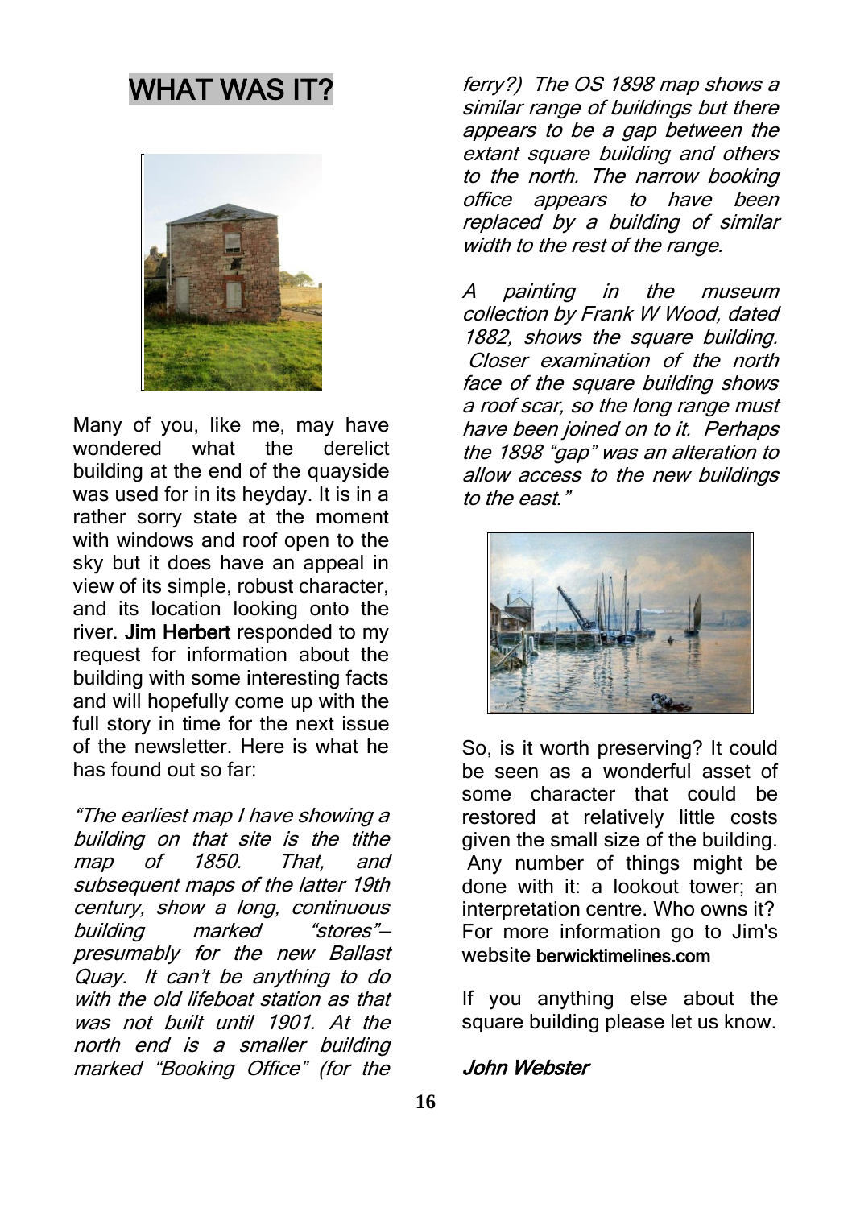# WHAT WAS IT?

Many of you, like me, may have wondered what the derelict building at the end of the quayside was used for in its heyday. It is in a rather sorry state at the moment with windows and roof open to the sky but it does have an appeal in view of its simple, robust character, and its location looking onto the river. **Jim Herbert** responded to my request for information about the building with some interesting facts and will hopefully come up with the full story in time for the next issue of the newsletter. Here is what he has found out so far:

*"The earliest map I have showing a building on that site is the tithe map of 1850. That, and subsequent maps of the latter 19th century, show a long, continuous building marked "stores"– presumably for the new Ballast Quay. It can't be anything to do with the old lifeboat station as that was not built until 1901. At the north end is a smaller building marked "Booking Office" (for the ferry?) The OS 1898 map shows a similar range of buildings but there appears to be a gap between the extant square building and others to the north. The narrow booking office appears to have been replaced by a building of similar width to the rest of the range.*

*A painting in the museum collection by Frank W Wood, dated 1882, shows the square building. Closer examination of the north face of the square building shows a roof scar, so the long range must have been joined on to it. Perhaps the 1898 "gap" was an alteration to allow access to the new buildings to the east."*

So, is it worth preserving? It could be seen as a wonderful asset of some character that could be restored at relatively little costs given the small size of the building. Any number of things might be done with it: a lookout tower; an interpretation centre. Who owns it? For more information go to Jim's website **berwicktimelines.com**

If you anything else about the square building please let us know.

***John Webster***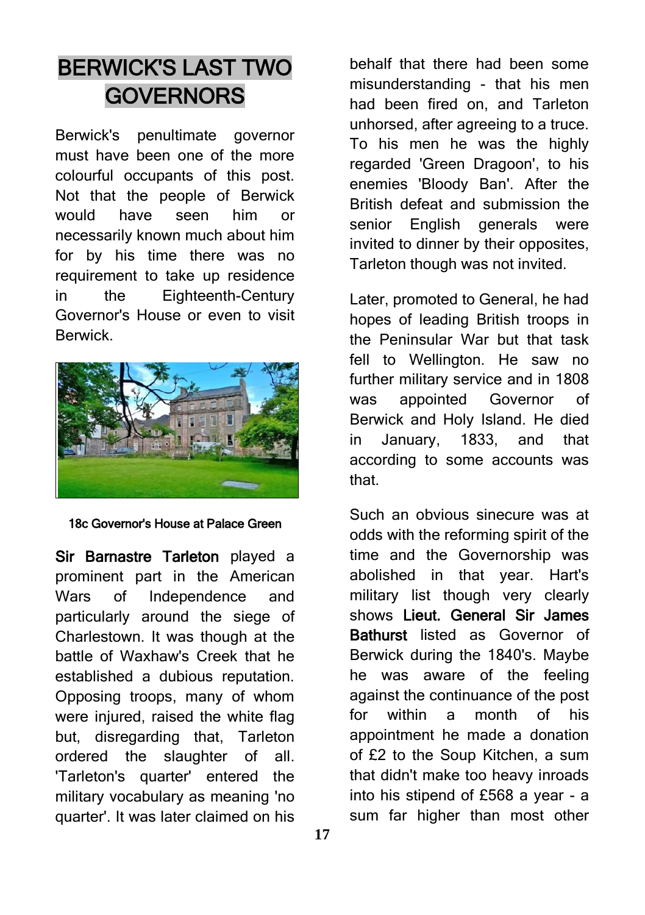# BERWICK'S LAST TWO GOVERNORS

Berwick's penultimate governor must have been one of the more colourful occupants of this post. Not that the people of Berwick would have seen him or necessarily known much about him for by his time there was no requirement to take up residence in the Eighteenth-Century Governor's House or even to visit Berwick.

18c Governor's House at Palace Green

**Sir Barnastre Tarleton** played a prominent part in the American Wars of Independence and particularly around the siege of Charlestown. It was though at the battle of Waxhaw's Creek that he established a dubious reputation. Opposing troops, many of whom were injured, raised the white flag but, disregarding that, Tarleton ordered the slaughter of all. 'Tarleton's quarter' entered the military vocabulary as meaning 'no quarter'. It was later claimed on his behalf that there had been some misunderstanding - that his men had been fired on, and Tarleton unhorsed, after agreeing to a truce. To his men he was the highly regarded 'Green Dragoon', to his enemies 'Bloody Ban'. After the British defeat and submission the senior English generals were invited to dinner by their opposites, Tarleton though was not invited.

Later, promoted to General, he had hopes of leading British troops in the Peninsular War but that task fell to Wellington. He saw no further military service and in 1808 was appointed Governor of Berwick and Holy Island. He died in January, 1833, and that according to some accounts was that.

Such an obvious sinecure was at odds with the reforming spirit of the time and the Governorship was abolished in that year. Hart's military list though very clearly shows **Lieut. General Sir James Bathurst** listed as Governor of Berwick during the 1840's. Maybe he was aware of the feeling against the continuance of the post for within a month of his appointment he made a donation of £2 to the Soup Kitchen, a sum that didn't make too heavy inroads into his stipend of £568 a year - a sum far higher than most other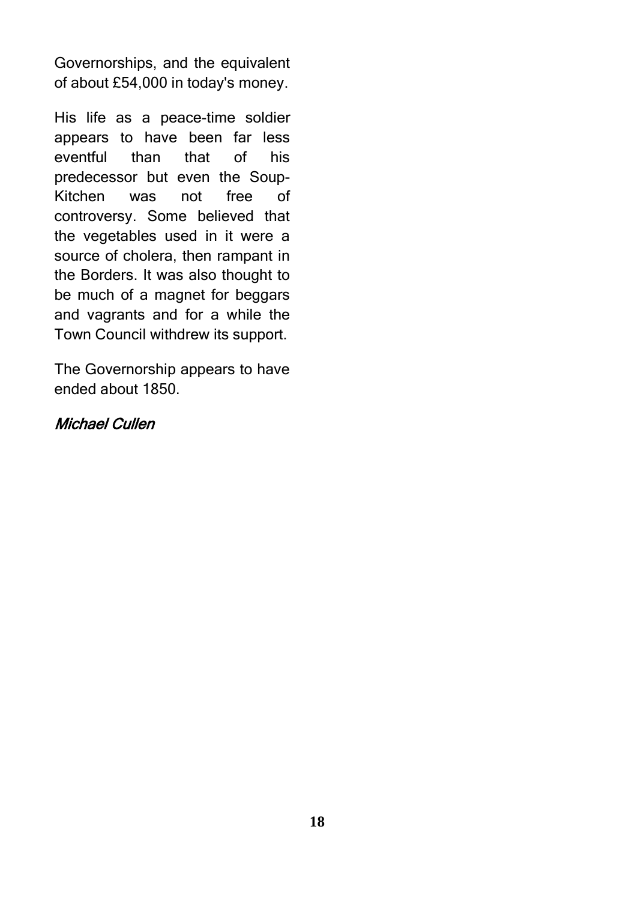Governorships, and the equivalent of about £54,000 in today's money.

His life as a peace-time soldier appears to have been far less eventful than that of his predecessor but even the Soup-Kitchen was not free of controversy. Some believed that the vegetables used in it were a source of cholera, then rampant in the Borders. It was also thought to be much of a magnet for beggars and vagrants and for a while the Town Council withdrew its support.

The Governorship appears to have ended about 1850.

*Michael Cullen*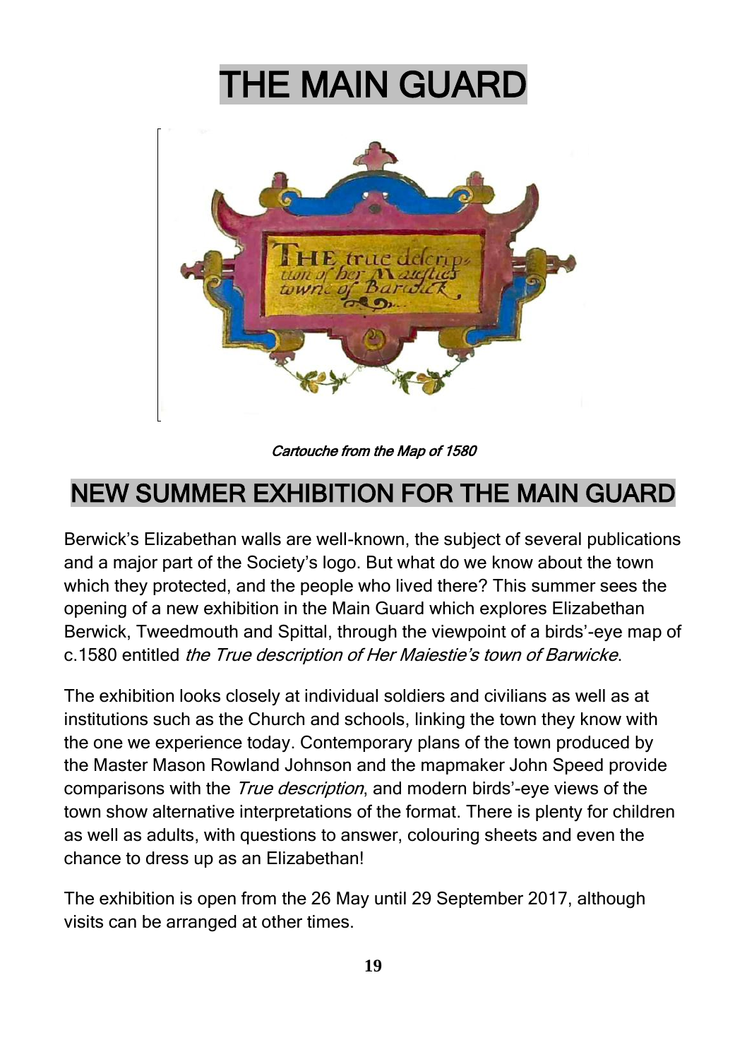# THE MAIN GUARD

*Cartouche from the Map of 1580*

## NEW SUMMER EXHIBITION FOR THE MAIN GUARD

Berwick's Elizabethan walls are well-known, the subject of several publications and a major part of the Society's logo. But what do we know about the town which they protected, and the people who lived there? This summer sees the opening of a new exhibition in the Main Guard which explores Elizabethan Berwick, Tweedmouth and Spittal, through the viewpoint of a birds'-eye map of c.1580 entitled *the True description of Her Maiestie's town of Barwicke*.

The exhibition looks closely at individual soldiers and civilians as well as at institutions such as the Church and schools, linking the town they know with the one we experience today. Contemporary plans of the town produced by the Master Mason Rowland Johnson and the mapmaker John Speed provide comparisons with the *True description*, and modern birds'-eye views of the town show alternative interpretations of the format. There is plenty for children as well as adults, with questions to answer, colouring sheets and even the chance to dress up as an Elizabethan!

The exhibition is open from the 26 May until 29 September 2017, although visits can be arranged at other times.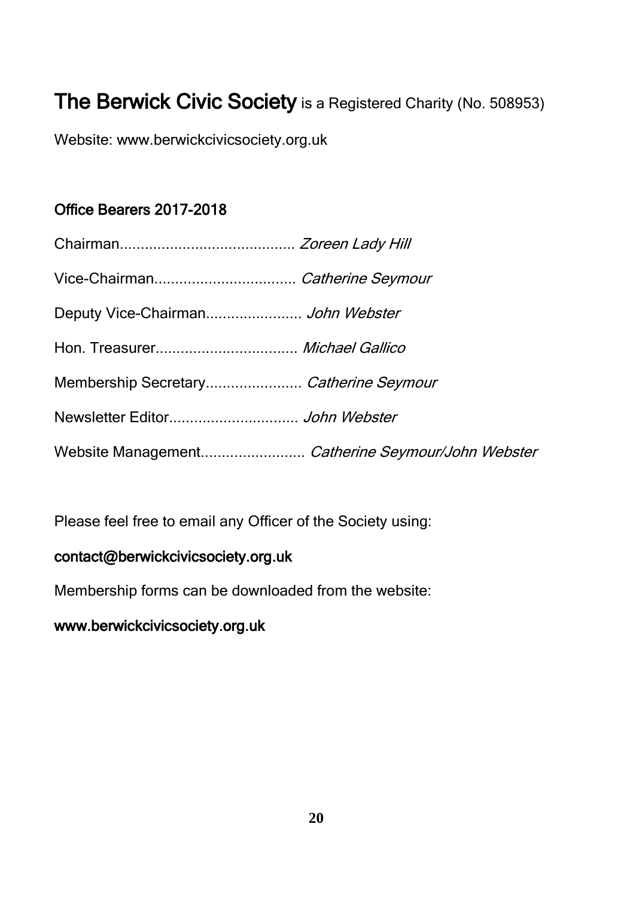**The Berwick Civic Society** is a Registered Charity (No. 508953)

Website: www.berwickcivicsociety.org.uk

**Office Bearers 2017-2018**

Chairman........................................... *Zoreen Lady Hill*

Vice-Chairman.................................. *Catherine Seymour*

Deputy Vice-Chairman....................... *John Webster*

Hon. Treasurer.................................. *Michael Gallico*

Membership Secretary....................... *Catherine Seymour*

Newsletter Editor............................... *John Webster*

Website Management......................... *Catherine Seymour/John Webster*

Please feel free to email any Officer of the Society using:

**contact@berwickcivicsociety.org.uk**

Membership forms can be downloaded from the website:

**www.berwickcivicsociety.org.uk**